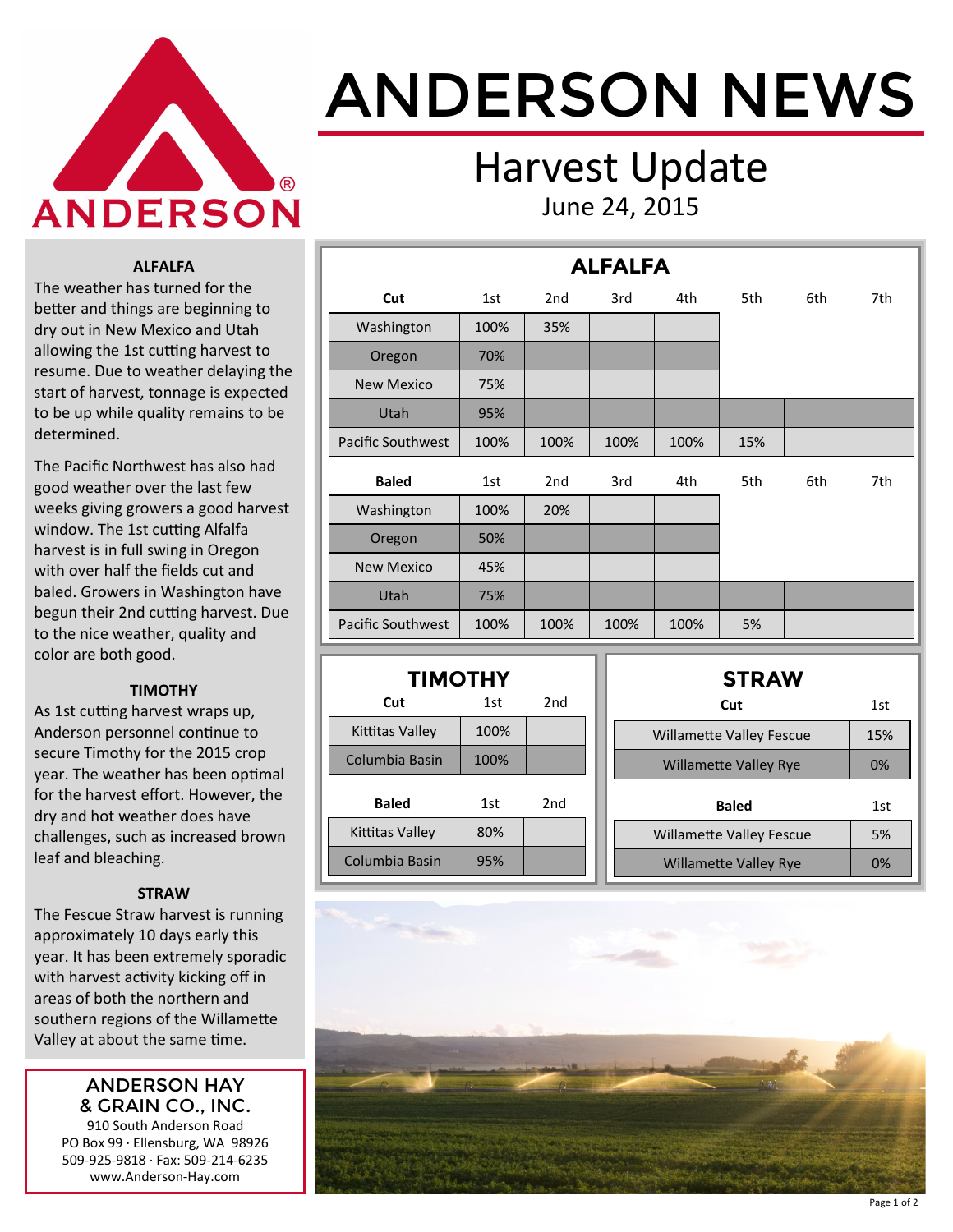# ANDERSON NEWS

## Harvest Update

June 24, 2015

### ALFALFA

The weather has turned for the better and things are beginning to dry out in New Mexico and Utah allowing the 1st cutting harvest to resume. Due to weather delaying the start of harvest, tonnage is expected to be up while quality remains to be determined.

The Pacific Northwest has also had good weather over the last few weeks giving growers a good harvest window. The 1st cutting Alfalfa harvest is in full swing in Oregon with over half the fields cut and baled. Growers in Washington have begun their 2nd cutting harvest. Due to the nice weather, quality and color are both good.

### TIMOTHY

As 1st cutting harvest wraps up, Anderson personnel continue to secure Timothy for the 2015 crop year. The weather has been optimal for the harvest effort. However, the dry and hot weather does have challenges, such as increased brown leaf and bleaching.

### STRAW

The Fescue Straw harvest is running approximately 10 days early this year. It has been extremely sporadic with harvest activity kicking off in areas of both the northern and southern regions of the Willamette Valley at about the same time.

**ANDERSON HAY & GRAIN CO., INC.**
910 South Anderson Road
PO Box 99 · Ellensburg, WA 98926
509-925-9818 · Fax: 509-214-6235
www.Anderson-Hay.com

### ALFALFA

| **Cut** | 1st | 2nd | 3rd | 4th | 5th | 6th | 7th |
|---|---|---|---|---|---|---|---|
| Washington | 100% | 35% | | | | | |
| Oregon | 70% | | | | | | |
| New Mexico | 75% | | | | | | |
| Utah | 95% | | | | | | |
| Pacific Southwest | 100% | 100% | 100% | 100% | 15% | | |

| **Baled** | 1st | 2nd | 3rd | 4th | 5th | 6th | 7th |
|---|---|---|---|---|---|---|---|
| Washington | 100% | 20% | | | | | |
| Oregon | 50% | | | | | | |
| New Mexico | 45% | | | | | | |
| Utah | 75% | | | | | | |
| Pacific Southwest | 100% | 100% | 100% | 100% | 5% | | |

### TIMOTHY

| **Cut** | 1st | 2nd |
|---|---|---|
| Kittitas Valley | 100% | |
| Columbia Basin | 100% | |

| **Baled** | 1st | 2nd |
|---|---|---|
| Kittitas Valley | 80% | |
| Columbia Basin | 95% | |

### STRAW

| **Cut** | 1st |
|---|---|
| Willamette Valley Fescue | 15% |
| Willamette Valley Rye | 0% |

| **Baled** | 1st |
|---|---|
| Willamette Valley Fescue | 5% |
| Willamette Valley Rye | 0% |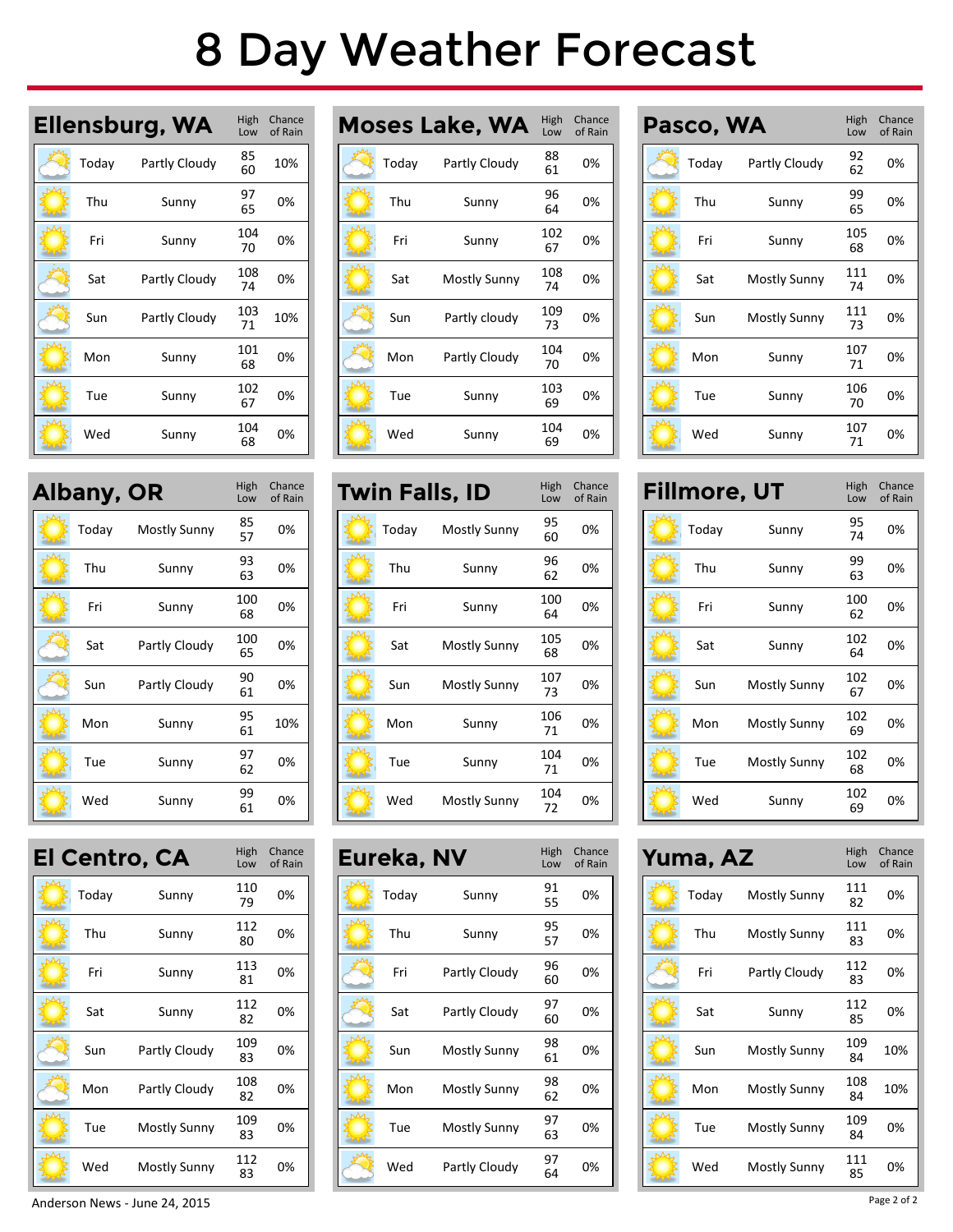# 8 Day Weather Forecast

## Ellensburg, WA

| Day | Conditions | High / Low | Chance of Rain |
|---|---|---|---|
| Today | Partly Cloudy | 85 / 60 | 10% |
| Thu | Sunny | 97 / 65 | 0% |
| Fri | Sunny | 104 / 70 | 0% |
| Sat | Partly Cloudy | 108 / 74 | 0% |
| Sun | Partly Cloudy | 103 / 71 | 10% |
| Mon | Sunny | 101 / 68 | 0% |
| Tue | Sunny | 102 / 67 | 0% |
| Wed | Sunny | 104 / 68 | 0% |

## Moses Lake, WA

| Day | Conditions | High / Low | Chance of Rain |
|---|---|---|---|
| Today | Partly Cloudy | 88 / 61 | 0% |
| Thu | Sunny | 96 / 64 | 0% |
| Fri | Sunny | 102 / 67 | 0% |
| Sat | Mostly Sunny | 108 / 74 | 0% |
| Sun | Partly cloudy | 109 / 73 | 0% |
| Mon | Partly Cloudy | 104 / 70 | 0% |
| Tue | Sunny | 103 / 69 | 0% |
| Wed | Sunny | 104 / 69 | 0% |

## Pasco, WA

| Day | Conditions | High / Low | Chance of Rain |
|---|---|---|---|
| Today | Partly Cloudy | 92 / 62 | 0% |
| Thu | Sunny | 99 / 65 | 0% |
| Fri | Sunny | 105 / 68 | 0% |
| Sat | Mostly Sunny | 111 / 74 | 0% |
| Sun | Mostly Sunny | 111 / 73 | 0% |
| Mon | Sunny | 107 / 71 | 0% |
| Tue | Sunny | 106 / 70 | 0% |
| Wed | Sunny | 107 / 71 | 0% |

## Albany, OR

| Day | Conditions | High / Low | Chance of Rain |
|---|---|---|---|
| Today | Mostly Sunny | 85 / 57 | 0% |
| Thu | Sunny | 93 / 63 | 0% |
| Fri | Sunny | 100 / 68 | 0% |
| Sat | Partly Cloudy | 100 / 65 | 0% |
| Sun | Partly Cloudy | 90 / 61 | 0% |
| Mon | Sunny | 95 / 61 | 10% |
| Tue | Sunny | 97 / 62 | 0% |
| Wed | Sunny | 99 / 61 | 0% |

## Twin Falls, ID

| Day | Conditions | High / Low | Chance of Rain |
|---|---|---|---|
| Today | Mostly Sunny | 95 / 60 | 0% |
| Thu | Sunny | 96 / 62 | 0% |
| Fri | Sunny | 100 / 64 | 0% |
| Sat | Mostly Sunny | 105 / 68 | 0% |
| Sun | Mostly Sunny | 107 / 73 | 0% |
| Mon | Sunny | 106 / 71 | 0% |
| Tue | Sunny | 104 / 71 | 0% |
| Wed | Mostly Sunny | 104 / 72 | 0% |

## Fillmore, UT

| Day | Conditions | High / Low | Chance of Rain |
|---|---|---|---|
| Today | Sunny | 95 / 74 | 0% |
| Thu | Sunny | 99 / 63 | 0% |
| Fri | Sunny | 100 / 62 | 0% |
| Sat | Sunny | 102 / 64 | 0% |
| Sun | Mostly Sunny | 102 / 67 | 0% |
| Mon | Mostly Sunny | 102 / 69 | 0% |
| Tue | Mostly Sunny | 102 / 68 | 0% |
| Wed | Sunny | 102 / 69 | 0% |

## El Centro, CA

| Day | Conditions | High / Low | Chance of Rain |
|---|---|---|---|
| Today | Sunny | 110 / 79 | 0% |
| Thu | Sunny | 112 / 80 | 0% |
| Fri | Sunny | 113 / 81 | 0% |
| Sat | Sunny | 112 / 82 | 0% |
| Sun | Partly Cloudy | 109 / 83 | 0% |
| Mon | Partly Cloudy | 108 / 82 | 0% |
| Tue | Mostly Sunny | 109 / 83 | 0% |
| Wed | Mostly Sunny | 112 / 83 | 0% |

## Eureka, NV

| Day | Conditions | High / Low | Chance of Rain |
|---|---|---|---|
| Today | Sunny | 91 / 55 | 0% |
| Thu | Sunny | 95 / 57 | 0% |
| Fri | Partly Cloudy | 96 / 60 | 0% |
| Sat | Partly Cloudy | 97 / 60 | 0% |
| Sun | Mostly Sunny | 98 / 61 | 0% |
| Mon | Mostly Sunny | 98 / 62 | 0% |
| Tue | Mostly Sunny | 97 / 63 | 0% |
| Wed | Partly Cloudy | 97 / 64 | 0% |

## Yuma, AZ

| Day | Conditions | High / Low | Chance of Rain |
|---|---|---|---|
| Today | Mostly Sunny | 111 / 82 | 0% |
| Thu | Mostly Sunny | 111 / 83 | 0% |
| Fri | Partly Cloudy | 112 / 83 | 0% |
| Sat | Sunny | 112 / 85 | 0% |
| Sun | Mostly Sunny | 109 / 84 | 10% |
| Mon | Mostly Sunny | 108 / 84 | 10% |
| Tue | Mostly Sunny | 109 / 84 | 0% |
| Wed | Mostly Sunny | 111 / 85 | 0% |

Anderson News - June 24, 2015